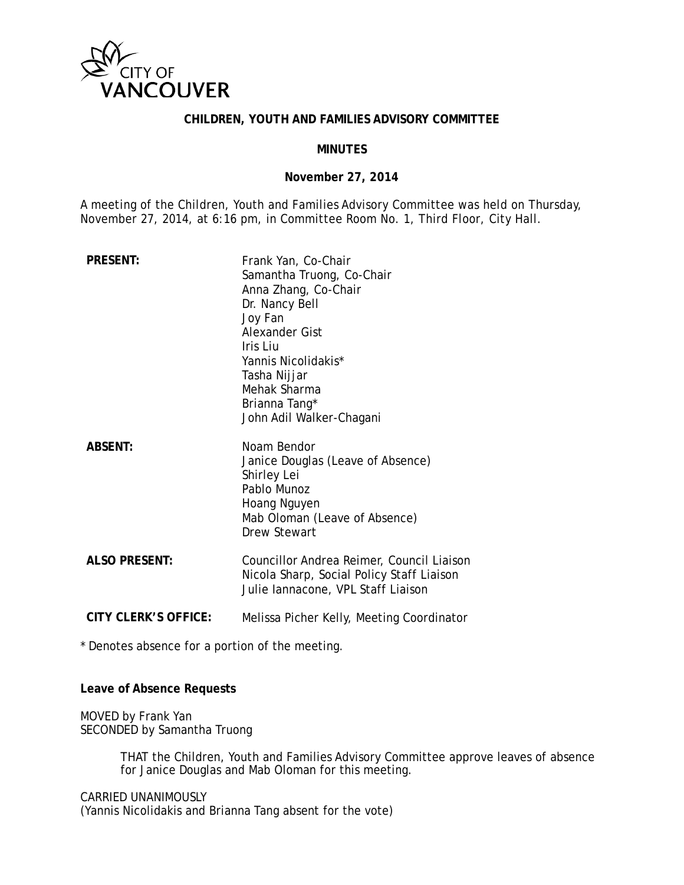CITY OF VANCOUVER

**CHILDREN, YOUTH AND FAMILIES ADVISORY COMMITTEE**

**MINUTES**

**November 27, 2014**

A meeting of the Children, Youth and Families Advisory Committee was held on Thursday, November 27, 2014, at 6:16 pm, in Committee Room No. 1, Third Floor, City Hall.

| | |
|---|---|
| **PRESENT:** | Frank Yan, Co-Chair<br>Samantha Truong, Co-Chair<br>Anna Zhang, Co-Chair<br>Dr. Nancy Bell<br>Joy Fan<br>Alexander Gist<br>Iris Liu<br>Yannis Nicolidakis*<br>Tasha Nijjar<br>Mehak Sharma<br>Brianna Tang*<br>John Adil Walker-Chagani |
| **ABSENT:** | Noam Bendor<br>Janice Douglas (Leave of Absence)<br>Shirley Lei<br>Pablo Munoz<br>Hoang Nguyen<br>Mab Oloman (Leave of Absence)<br>Drew Stewart |
| **ALSO PRESENT:** | Councillor Andrea Reimer, Council Liaison<br>Nicola Sharp, Social Policy Staff Liaison<br>Julie Iannacone, VPL Staff Liaison |
| **CITY CLERK'S OFFICE:** | Melissa Picher Kelly, Meeting Coordinator |

* Denotes absence for a portion of the meeting.

**Leave of Absence Requests**

MOVED by Frank Yan
SECONDED by Samantha Truong

> THAT the Children, Youth and Families Advisory Committee approve leaves of absence for Janice Douglas and Mab Oloman for this meeting.

CARRIED UNANIMOUSLY
(Yannis Nicolidakis and Brianna Tang absent for the vote)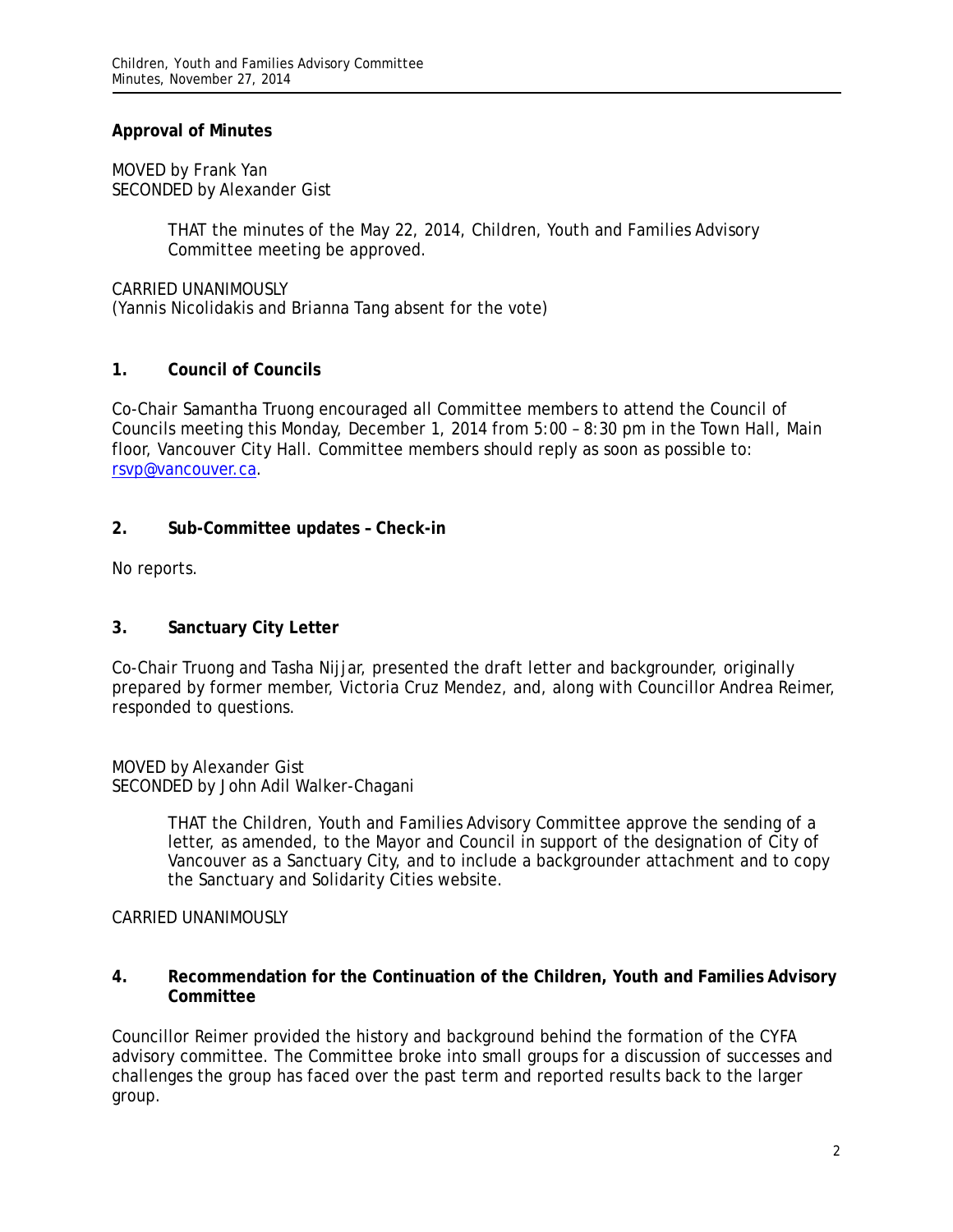**Approval of Minutes**

MOVED by Frank Yan
SECONDED by Alexander Gist

> THAT the minutes of the May 22, 2014, Children, Youth and Families Advisory Committee meeting be approved.

CARRIED UNANIMOUSLY
(Yannis Nicolidakis and Brianna Tang absent for the vote)

**1. Council of Councils**

Co-Chair Samantha Truong encouraged all Committee members to attend the Council of Councils meeting this Monday, December 1, 2014 from 5:00 – 8:30 pm in the Town Hall, Main floor, Vancouver City Hall. Committee members should reply as soon as possible to: rsvp@vancouver.ca.

**2. Sub-Committee updates – Check-in**

No reports.

**3. Sanctuary City Letter**

Co-Chair Truong and Tasha Nijjar, presented the draft letter and backgrounder, originally prepared by former member, Victoria Cruz Mendez, and, along with Councillor Andrea Reimer, responded to questions.

MOVED by Alexander Gist
SECONDED by John Adil Walker-Chagani

> THAT the Children, Youth and Families Advisory Committee approve the sending of a letter, as amended, to the Mayor and Council in support of the designation of City of Vancouver as a Sanctuary City, and to include a backgrounder attachment and to copy the Sanctuary and Solidarity Cities website.

CARRIED UNANIMOUSLY

**4. Recommendation for the Continuation of the Children, Youth and Families Advisory Committee**

Councillor Reimer provided the history and background behind the formation of the CYFA advisory committee. The Committee broke into small groups for a discussion of successes and challenges the group has faced over the past term and reported results back to the larger group.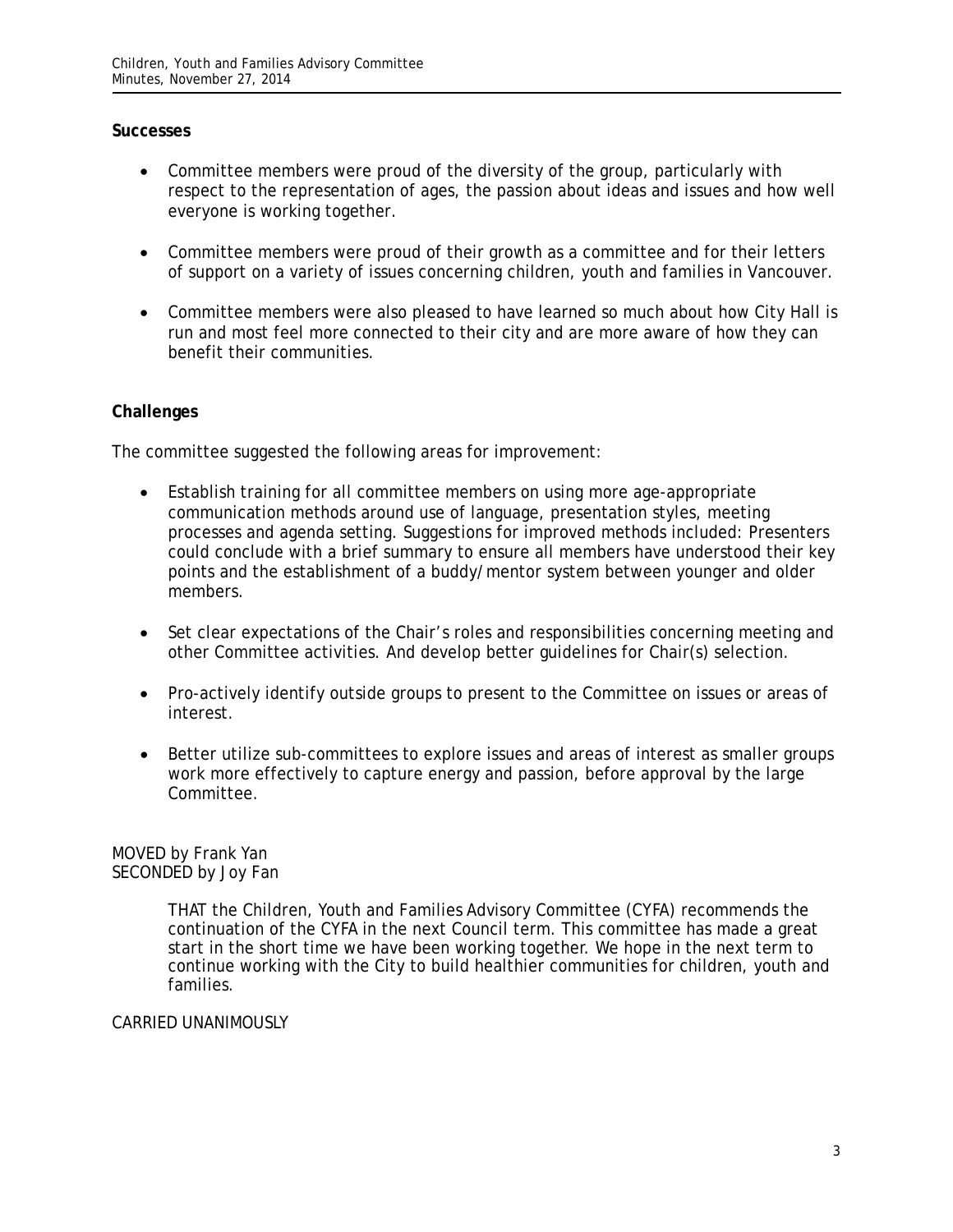**Successes**

- Committee members were proud of the diversity of the group, particularly with respect to the representation of ages, the passion about ideas and issues and how well everyone is working together.

- Committee members were proud of their growth as a committee and for their letters of support on a variety of issues concerning children, youth and families in Vancouver.

- Committee members were also pleased to have learned so much about how City Hall is run and most feel more connected to their city and are more aware of how they can benefit their communities.

**Challenges**

The committee suggested the following areas for improvement:

- Establish training for all committee members on using more age-appropriate communication methods around use of language, presentation styles, meeting processes and agenda setting. Suggestions for improved methods included: Presenters could conclude with a brief summary to ensure all members have understood their key points and the establishment of a buddy/mentor system between younger and older members.

- Set clear expectations of the Chair's roles and responsibilities concerning meeting and other Committee activities. And develop better guidelines for Chair(s) selection.

- Pro-actively identify outside groups to present to the Committee on issues or areas of interest.

- Better utilize sub-committees to explore issues and areas of interest as smaller groups work more effectively to capture energy and passion, before approval by the large Committee.

MOVED by Frank Yan
SECONDED by Joy Fan

> THAT the Children, Youth and Families Advisory Committee (CYFA) recommends the continuation of the CYFA in the next Council term. This committee has made a great start in the short time we have been working together. We hope in the next term to continue working with the City to build healthier communities for children, youth and families.

CARRIED UNANIMOUSLY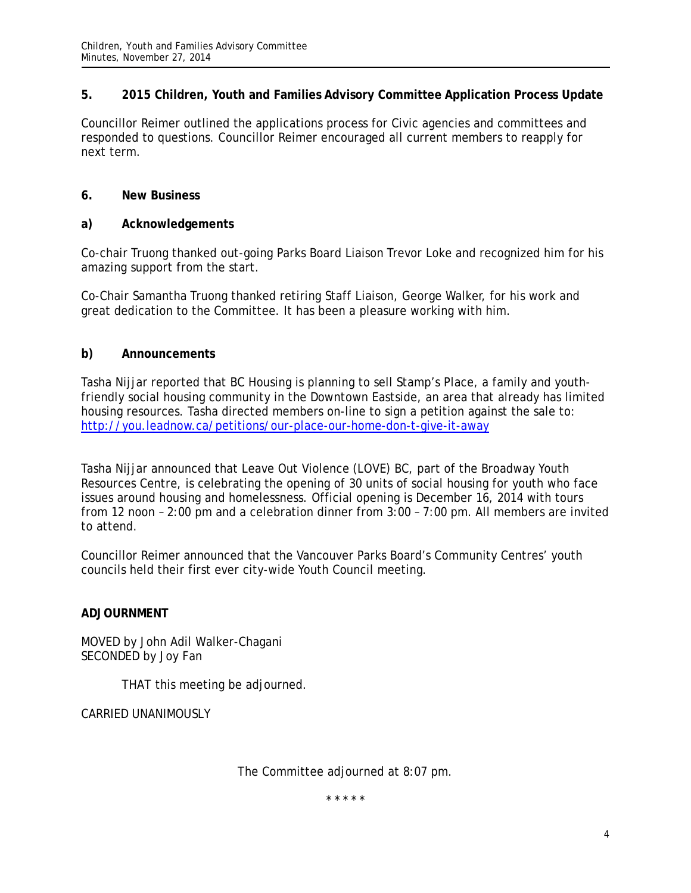## 5. 2015 Children, Youth and Families Advisory Committee Application Process Update

Councillor Reimer outlined the applications process for Civic agencies and committees and responded to questions. Councillor Reimer encouraged all current members to reapply for next term.

## 6. New Business

### a) Acknowledgements

Co-chair Truong thanked out-going Parks Board Liaison Trevor Loke and recognized him for his amazing support from the start.

Co-Chair Samantha Truong thanked retiring Staff Liaison, George Walker, for his work and great dedication to the Committee. It has been a pleasure working with him.

### b) Announcements

Tasha Nijjar reported that BC Housing is planning to sell Stamp's Place, a family and youth-friendly social housing community in the Downtown Eastside, an area that already has limited housing resources. Tasha directed members on-line to sign a petition against the sale to: http://you.leadnow.ca/petitions/our-place-our-home-don-t-give-it-away

Tasha Nijjar announced that Leave Out Violence (LOVE) BC, part of the Broadway Youth Resources Centre, is celebrating the opening of 30 units of social housing for youth who face issues around housing and homelessness. Official opening is December 16, 2014 with tours from 12 noon – 2:00 pm and a celebration dinner from 3:00 – 7:00 pm. All members are invited to attend.

Councillor Reimer announced that the Vancouver Parks Board's Community Centres' youth councils held their first ever city-wide Youth Council meeting.

**ADJOURNMENT**

MOVED by John Adil Walker-Chagani
SECONDED by Joy Fan

THAT this meeting be adjourned.

CARRIED UNANIMOUSLY

The Committee adjourned at 8:07 pm.

* * * * *